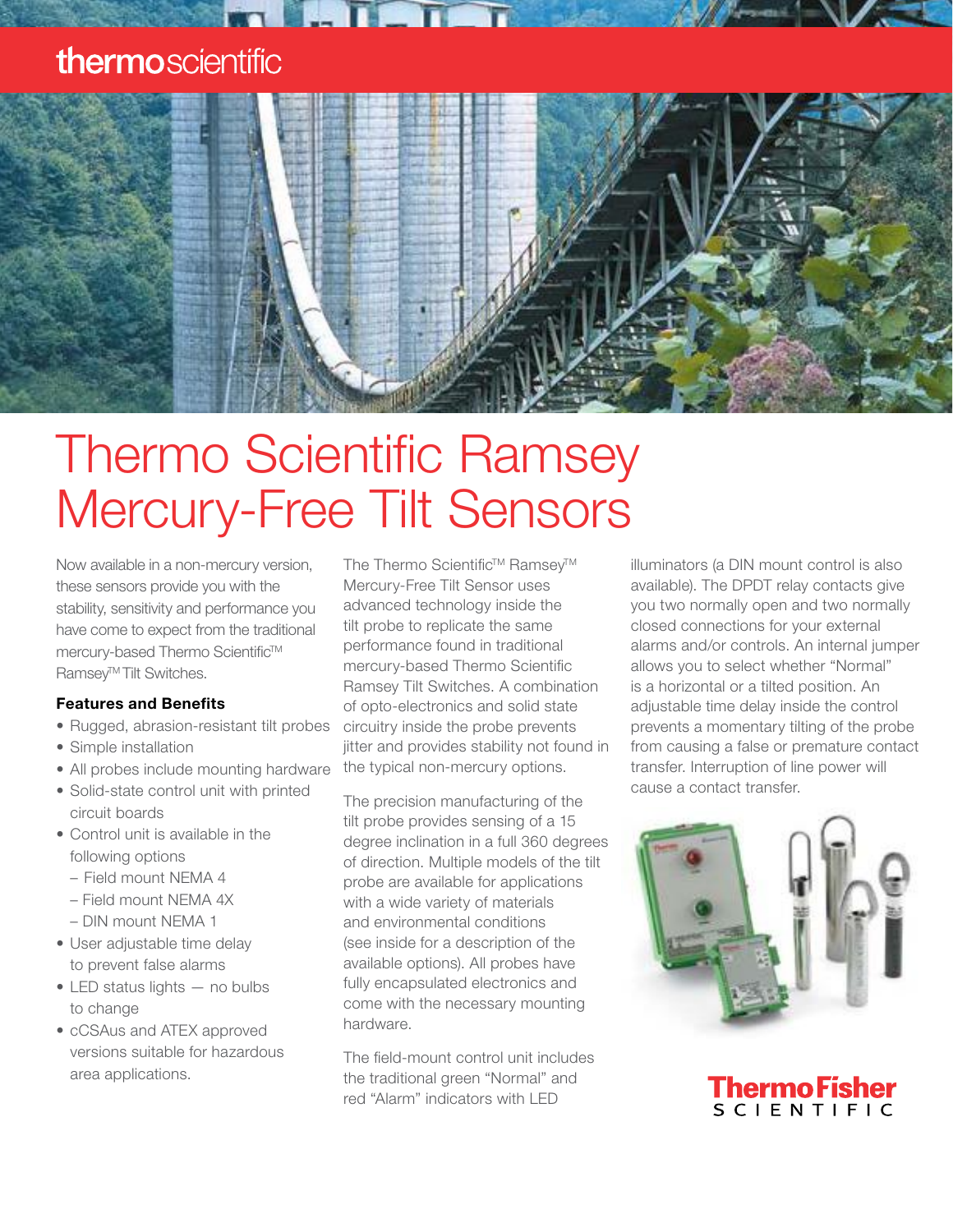thermoscientific

# Thermo Scientific Ramsey Mercury-Free Tilt Sensors

Now available in a non-mercury version, these sensors provide you with the stability, sensitivity and performance you have come to expect from the traditional mercury-based Thermo Scientific™ Ramsey™ Tilt Switches.

### Features and Benefits

- Rugged, abrasion-resistant tilt probes
- Simple installation
- All probes include mounting hardware
- Solid-state control unit with printed circuit boards
- Control unit is available in the following options
  - Field mount NEMA 4
  - Field mount NEMA 4X
  - DIN mount NEMA 1
- User adjustable time delay to prevent false alarms
- LED status lights — no bulbs to change
- cCSAus and ATEX approved versions suitable for hazardous area applications.

The Thermo Scientific™ Ramsey™ Mercury-Free Tilt Sensor uses advanced technology inside the tilt probe to replicate the same performance found in traditional mercury-based Thermo Scientific Ramsey Tilt Switches. A combination of opto-electronics and solid state circuitry inside the probe prevents jitter and provides stability not found in the typical non-mercury options.

The precision manufacturing of the tilt probe provides sensing of a 15 degree inclination in a full 360 degrees of direction. Multiple models of the tilt probe are available for applications with a wide variety of materials and environmental conditions (see inside for a description of the available options). All probes have fully encapsulated electronics and come with the necessary mounting hardware.

The field-mount control unit includes the traditional green "Normal" and red "Alarm" indicators with LED illuminators (a DIN mount control is also available). The DPDT relay contacts give you two normally open and two normally closed connections for your external alarms and/or controls. An internal jumper allows you to select whether "Normal" is a horizontal or a tilted position. An adjustable time delay inside the control prevents a momentary tilting of the probe from causing a false or premature contact transfer. Interruption of line power will cause a contact transfer.

ThermoFisher SCIENTIFIC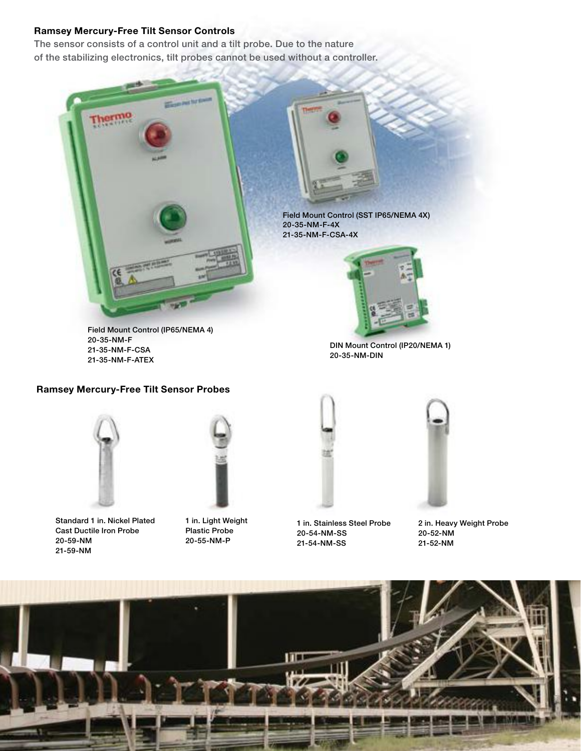### Ramsey Mercury-Free Tilt Sensor Controls

The sensor consists of a control unit and a tilt probe. Due to the nature of the stabilizing electronics, tilt probes cannot be used without a controller.

Field Mount Control (IP65/NEMA 4)
20-35-NM-F
21-35-NM-F-CSA
21-35-NM-F-ATEX

Field Mount Control (SST IP65/NEMA 4X)
20-35-NM-F-4X
21-35-NM-F-CSA-4X

DIN Mount Control (IP20/NEMA 1)
20-35-NM-DIN

### Ramsey Mercury-Free Tilt Sensor Probes

Standard 1 in. Nickel Plated Cast Ductile Iron Probe
20-59-NM
21-59-NM

1 in. Light Weight Plastic Probe
20-55-NM-P

1 in. Stainless Steel Probe
20-54-NM-SS
21-54-NM-SS

2 in. Heavy Weight Probe
20-52-NM
21-52-NM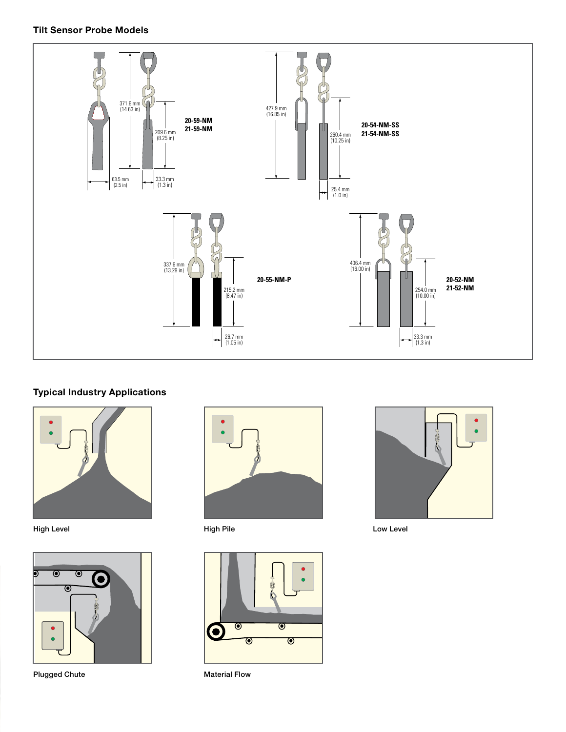## Tilt Sensor Probe Models

371.6 mm (14.63 in)

209.6 mm (8.25 in)

63.5 mm (2.5 in)

33.3 mm (1.3 in)

**20-59-NM**
**21-59-NM**

427.9 mm (16.85 in)

260.4 mm (10.25 in)

25.4 mm (1.0 in)

**20-54-NM-SS**
**21-54-NM-SS**

337.6 mm (13.29 in)

215.2 mm (8.47 in)

26.7 mm (1.05 in)

**20-55-NM-P**

406.4 mm (16.00 in)

254.0 mm (10.00 in)

33.3 mm (1.3 in)

**20-52-NM**
**21-52-NM**

## Typical Industry Applications

High Level

High Pile

Low Level

Plugged Chute

Material Flow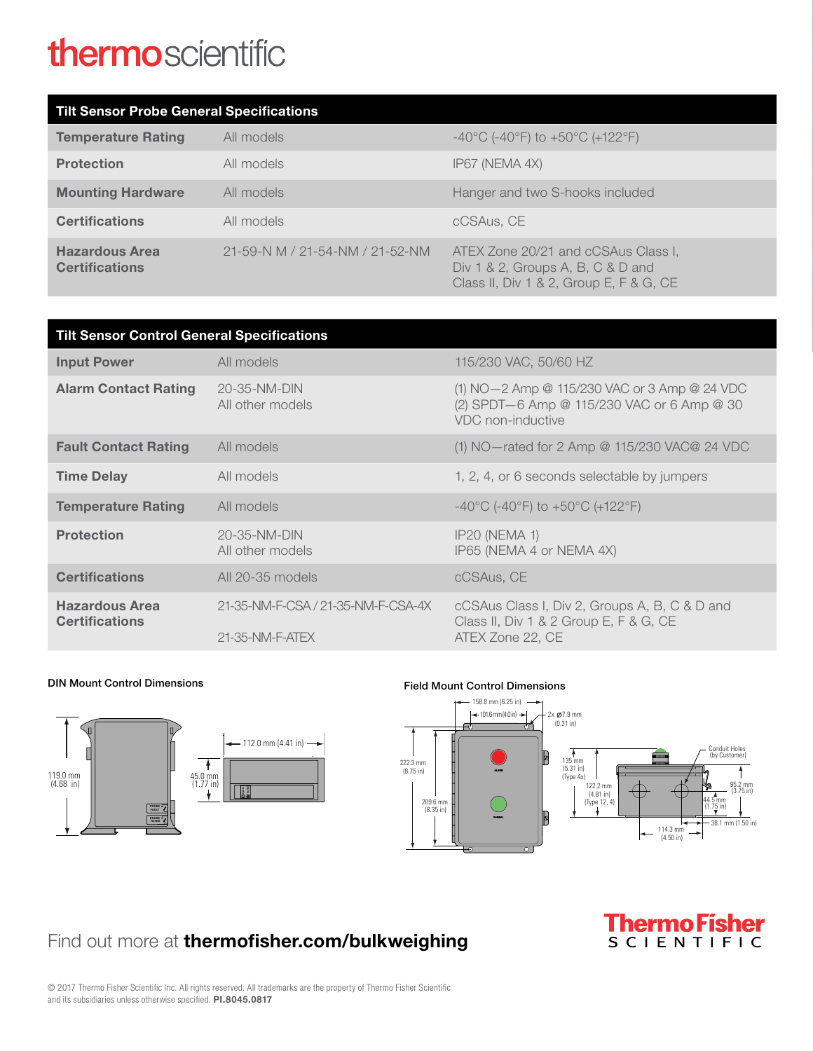thermoscientific

| Tilt Sensor Probe General Specifications | | |
|---|---|---|
| **Temperature Rating** | All models | -40°C (-40°F) to +50°C (+122°F) |
| **Protection** | All models | IP67 (NEMA 4X) |
| **Mounting Hardware** | All models | Hanger and two S-hooks included |
| **Certifications** | All models | cCSAus, CE |
| **Hazardous Area Certifications** | 21-59-N M / 21-54-NM / 21-52-NM | ATEX Zone 20/21 and cCSAus Class I, Div 1 & 2, Groups A, B, C & D and Class II, Div 1 & 2, Group E, F & G, CE |

| Tilt Sensor Control General Specifications | | |
|---|---|---|
| **Input Power** | All models | 115/230 VAC, 50/60 HZ |
| **Alarm Contact Rating** | 20-35-NM-DIN<br>All other models | (1) NO—2 Amp @ 115/230 VAC or 3 Amp @ 24 VDC<br>(2) SPDT—6 Amp @ 115/230 VAC or 6 Amp @ 30 VDC non-inductive |
| **Fault Contact Rating** | All models | (1) NO—rated for 2 Amp @ 115/230 VAC@ 24 VDC |
| **Time Delay** | All models | 1, 2, 4, or 6 seconds selectable by jumpers |
| **Temperature Rating** | All models | -40°C (-40°F) to +50°C (+122°F) |
| **Protection** | 20-35-NM-DIN<br>All other models | IP20 (NEMA 1)<br>IP65 (NEMA 4 or NEMA 4X) |
| **Certifications** | All 20-35 models | cCSAus, CE |
| **Hazardous Area Certifications** | 21-35-NM-F-CSA / 21-35-NM-F-CSA-4X<br><br>21-35-NM-F-ATEX | cCSAus Class I, Div 2, Groups A, B, C & D and Class II, Div 1 & 2 Group E, F & G, CE<br>ATEX Zone 22, CE |

**DIN Mount Control Dimensions**

119.0 mm (4.68 in)
112.0 mm (4.41 in)
45.0 mm (1.77 in)

**Field Mount Control Dimensions**

158.8 mm (6.25 in)
101.6 mm (4.0 in)
2x ø7.9 mm (0.31 in)
222.3 mm (8.75 in)
209.6 mm (8.35 in)
135 mm (5.31 in) (Type 4x)
122.2 mm (4.81 in) (Type 12, 4)
Conduit Holes (by Customer)
95.2 mm (3.75 in)
44.5 mm (1.75 in)
38.1 mm (1.50 in)
114.3 mm (4.50 in)

Find out more at **thermofisher.com/bulkweighing**

ThermoFisher SCIENTIFIC

© 2017 Thermo Fisher Scientific Inc. All rights reserved. All trademarks are the property of Thermo Fisher Scientific and its subsidiaries unless otherwise specified. **PI.8045.0817**